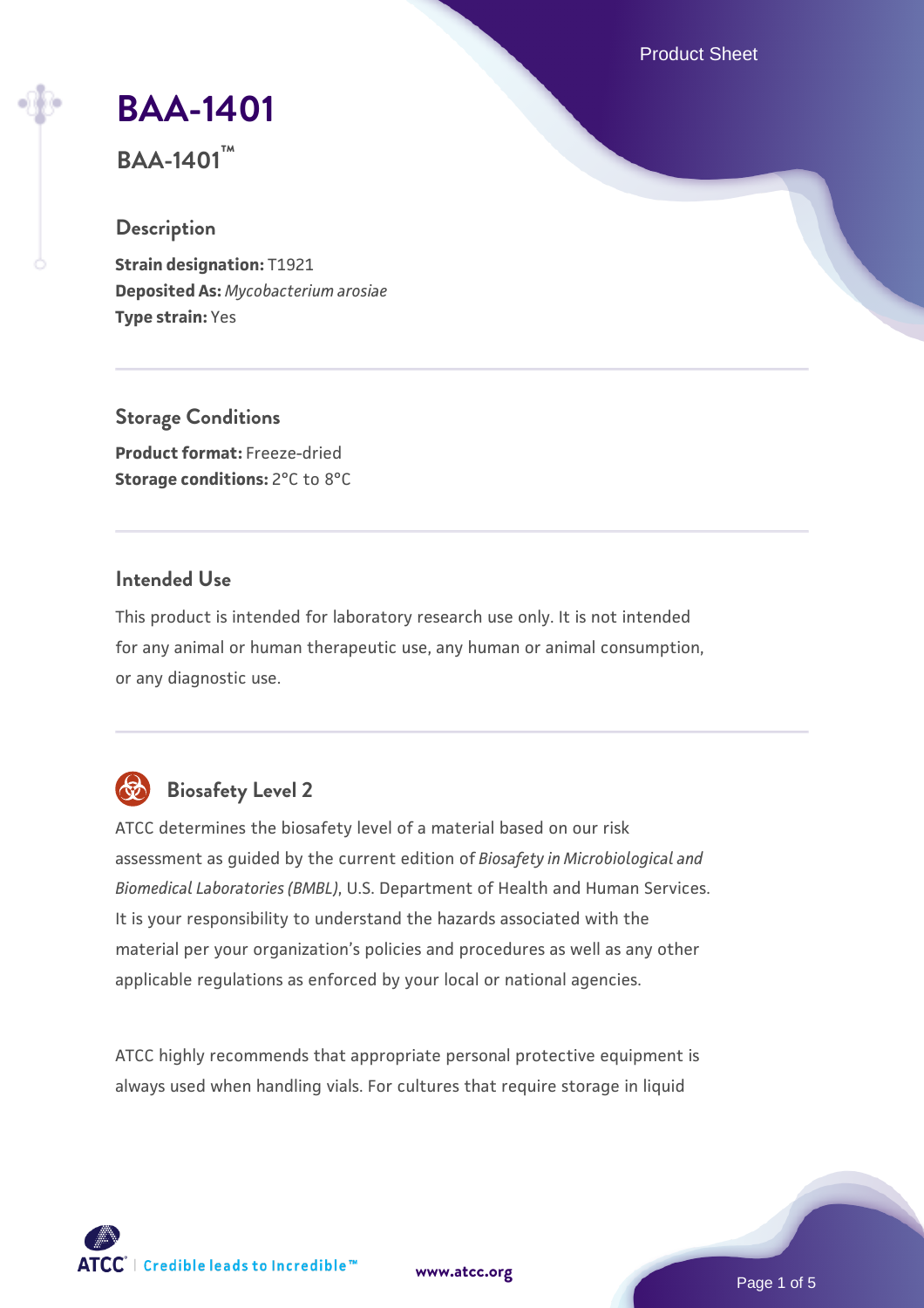# BAA-1401

**BAA-1401™**

## Description

**Strain designation:** T1921
**Deposited As:** *Mycobacterium arosiae*
**Type strain:** Yes

## Storage Conditions

**Product format:** Freeze-dried
**Storage conditions:** 2°C to 8°C

## Intended Use

This product is intended for laboratory research use only. It is not intended for any animal or human therapeutic use, any human or animal consumption, or any diagnostic use.

## Biosafety Level 2

ATCC determines the biosafety level of a material based on our risk assessment as guided by the current edition of *Biosafety in Microbiological and Biomedical Laboratories (BMBL)*, U.S. Department of Health and Human Services. It is your responsibility to understand the hazards associated with the material per your organization's policies and procedures as well as any other applicable regulations as enforced by your local or national agencies.

ATCC highly recommends that appropriate personal protective equipment is always used when handling vials. For cultures that require storage in liquid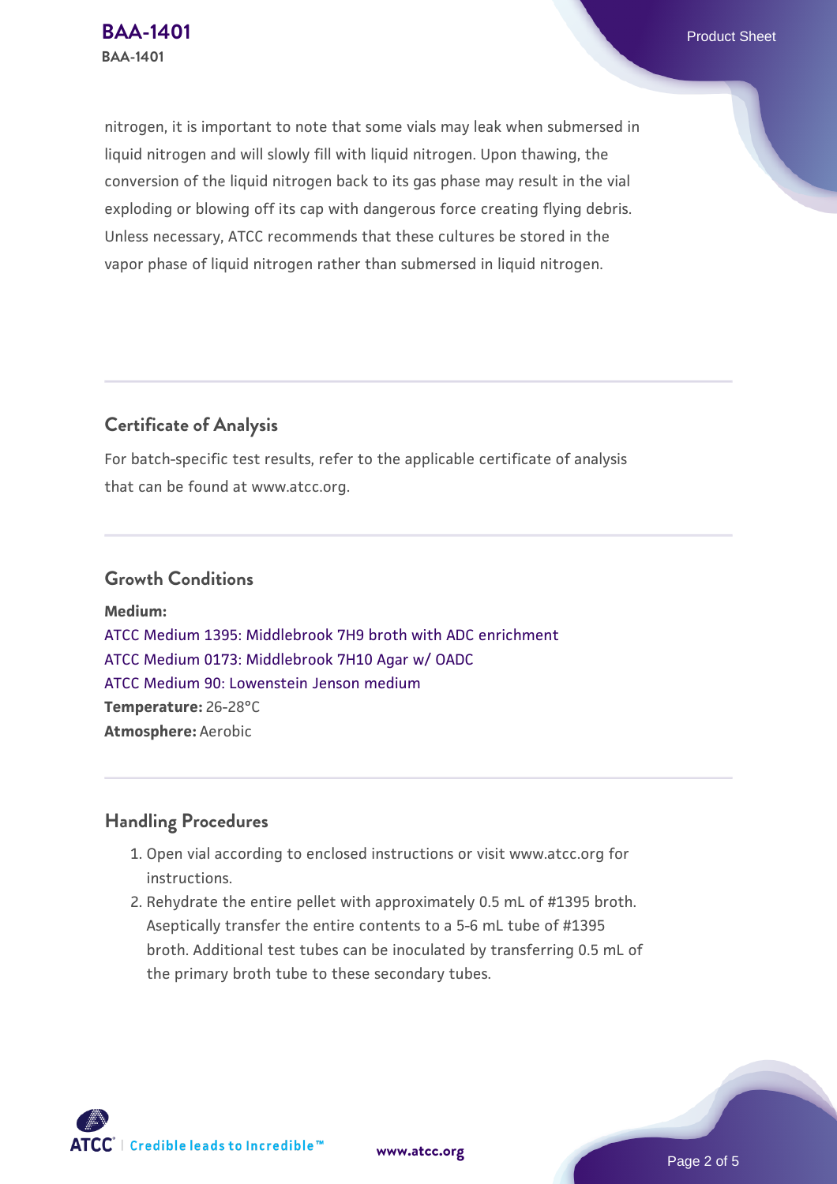nitrogen, it is important to note that some vials may leak when submersed in liquid nitrogen and will slowly fill with liquid nitrogen. Upon thawing, the conversion of the liquid nitrogen back to its gas phase may result in the vial exploding or blowing off its cap with dangerous force creating flying debris. Unless necessary, ATCC recommends that these cultures be stored in the vapor phase of liquid nitrogen rather than submersed in liquid nitrogen.

## Certificate of Analysis

For batch-specific test results, refer to the applicable certificate of analysis that can be found at www.atcc.org.

## Growth Conditions

**Medium:**
ATCC Medium 1395: Middlebrook 7H9 broth with ADC enrichment
ATCC Medium 0173: Middlebrook 7H10 Agar w/ OADC
ATCC Medium 90: Lowenstein Jenson medium
**Temperature:** 26-28°C
**Atmosphere:** Aerobic

## Handling Procedures

1. Open vial according to enclosed instructions or visit www.atcc.org for instructions.
2. Rehydrate the entire pellet with approximately 0.5 mL of #1395 broth. Aseptically transfer the entire contents to a 5-6 mL tube of #1395 broth. Additional test tubes can be inoculated by transferring 0.5 mL of the primary broth tube to these secondary tubes.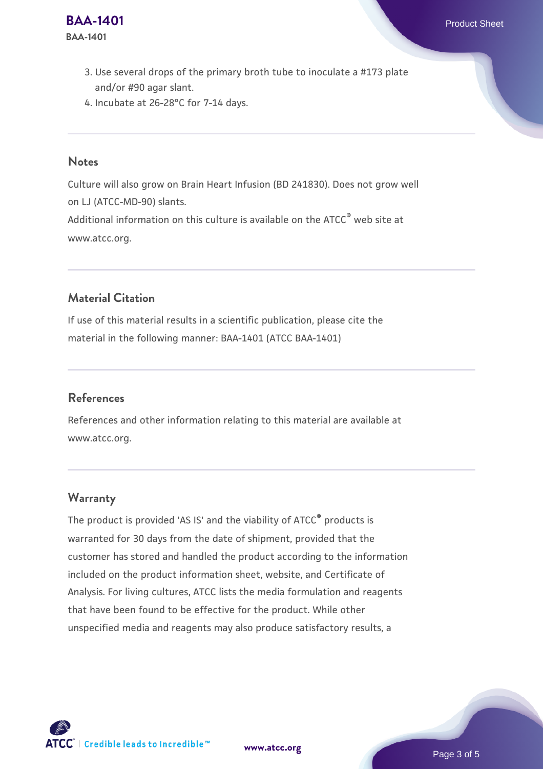3. Use several drops of the primary broth tube to inoculate a #173 plate and/or #90 agar slant.
4. Incubate at 26-28°C for 7-14 days.

## Notes

Culture will also grow on Brain Heart Infusion (BD 241830). Does not grow well on LJ (ATCC-MD-90) slants.

Additional information on this culture is available on the ATCC® web site at www.atcc.org.

## Material Citation

If use of this material results in a scientific publication, please cite the material in the following manner: BAA-1401 (ATCC BAA-1401)

## References

References and other information relating to this material are available at www.atcc.org.

## Warranty

The product is provided 'AS IS' and the viability of ATCC® products is warranted for 30 days from the date of shipment, provided that the customer has stored and handled the product according to the information included on the product information sheet, website, and Certificate of Analysis. For living cultures, ATCC lists the media formulation and reagents that have been found to be effective for the product. While other unspecified media and reagents may also produce satisfactory results, a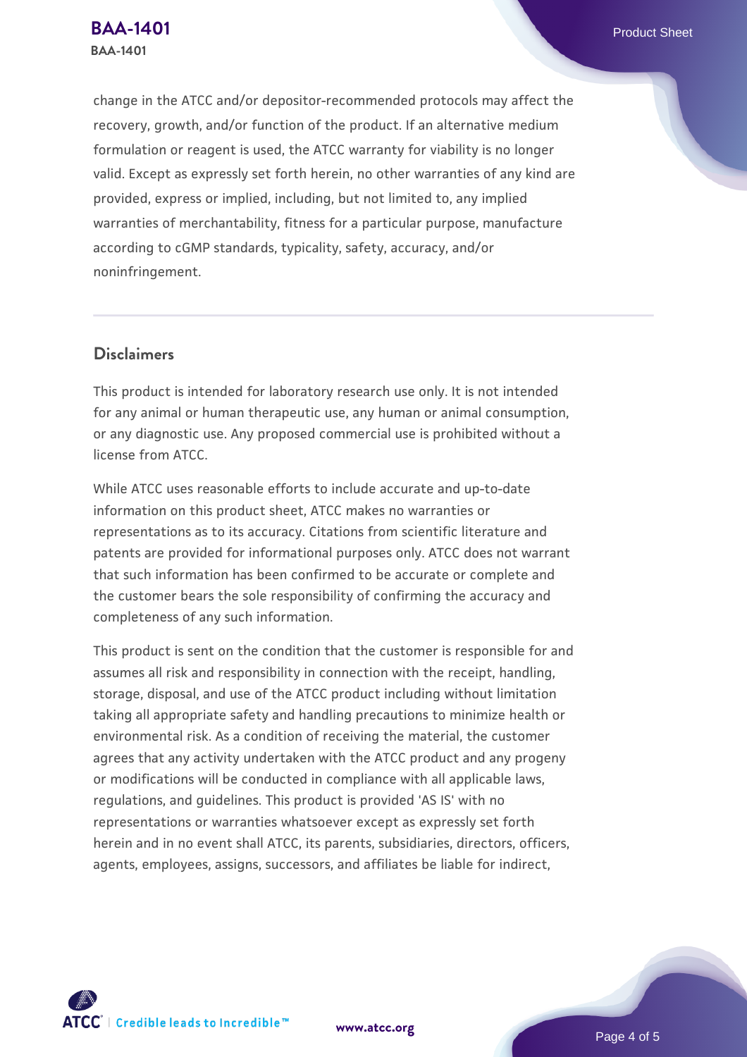change in the ATCC and/or depositor-recommended protocols may affect the recovery, growth, and/or function of the product. If an alternative medium formulation or reagent is used, the ATCC warranty for viability is no longer valid. Except as expressly set forth herein, no other warranties of any kind are provided, express or implied, including, but not limited to, any implied warranties of merchantability, fitness for a particular purpose, manufacture according to cGMP standards, typicality, safety, accuracy, and/or noninfringement.

## Disclaimers

This product is intended for laboratory research use only. It is not intended for any animal or human therapeutic use, any human or animal consumption, or any diagnostic use. Any proposed commercial use is prohibited without a license from ATCC.

While ATCC uses reasonable efforts to include accurate and up-to-date information on this product sheet, ATCC makes no warranties or representations as to its accuracy. Citations from scientific literature and patents are provided for informational purposes only. ATCC does not warrant that such information has been confirmed to be accurate or complete and the customer bears the sole responsibility of confirming the accuracy and completeness of any such information.

This product is sent on the condition that the customer is responsible for and assumes all risk and responsibility in connection with the receipt, handling, storage, disposal, and use of the ATCC product including without limitation taking all appropriate safety and handling precautions to minimize health or environmental risk. As a condition of receiving the material, the customer agrees that any activity undertaken with the ATCC product and any progeny or modifications will be conducted in compliance with all applicable laws, regulations, and guidelines. This product is provided 'AS IS' with no representations or warranties whatsoever except as expressly set forth herein and in no event shall ATCC, its parents, subsidiaries, directors, officers, agents, employees, assigns, successors, and affiliates be liable for indirect,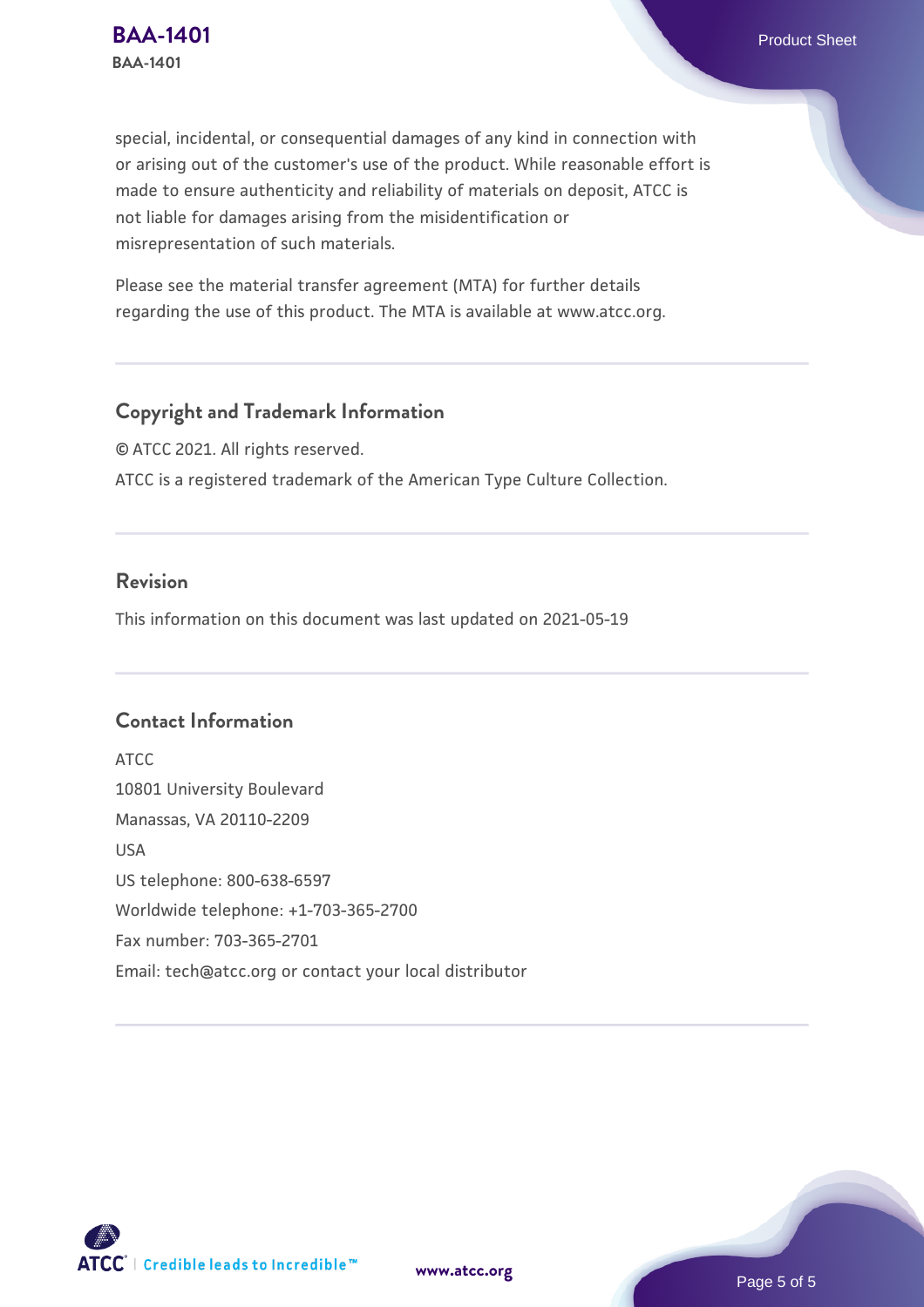special, incidental, or consequential damages of any kind in connection with or arising out of the customer's use of the product. While reasonable effort is made to ensure authenticity and reliability of materials on deposit, ATCC is not liable for damages arising from the misidentification or misrepresentation of such materials.

Please see the material transfer agreement (MTA) for further details regarding the use of this product. The MTA is available at www.atcc.org.

## Copyright and Trademark Information

© ATCC 2021. All rights reserved.

ATCC is a registered trademark of the American Type Culture Collection.

## Revision

This information on this document was last updated on 2021-05-19

## Contact Information

ATCC
10801 University Boulevard
Manassas, VA 20110-2209
USA
US telephone: 800-638-6597
Worldwide telephone: +1-703-365-2700
Fax number: 703-365-2701
Email: tech@atcc.org or contact your local distributor